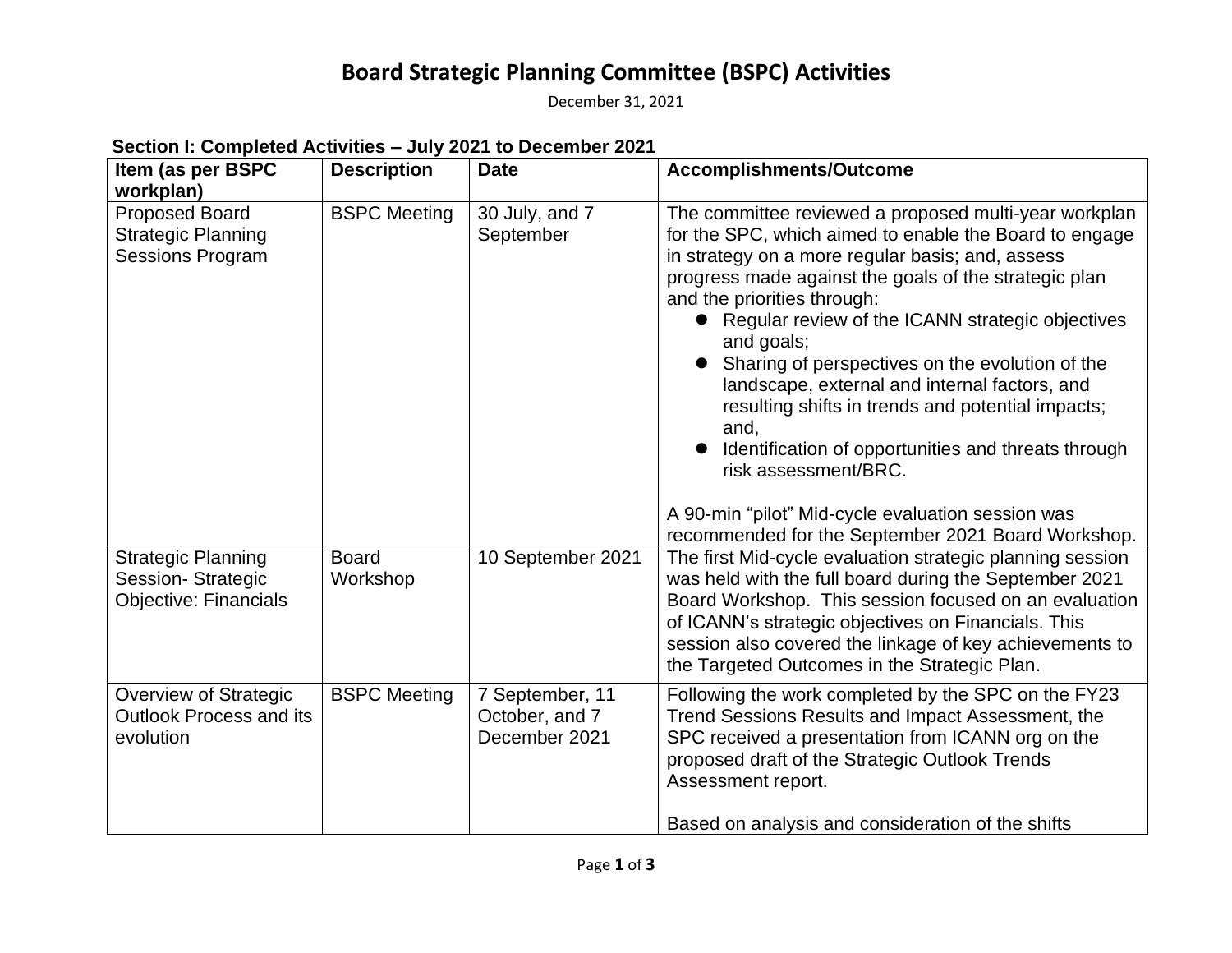# Board Strategic Planning Committee (BSPC) Activities

December 31, 2021

### Section I: Completed Activities – July 2021 to December 2021

| Item (as per BSPC workplan) | Description | Date | Accomplishments/Outcome |
|---|---|---|---|
| Proposed Board Strategic Planning Sessions Program | BSPC Meeting | 30 July, and 7 September | The committee reviewed a proposed multi-year workplan for the SPC, which aimed to enable the Board to engage in strategy on a more regular basis; and, assess progress made against the goals of the strategic plan and the priorities through:<br>• Regular review of the ICANN strategic objectives and goals;<br>• Sharing of perspectives on the evolution of the landscape, external and internal factors, and resulting shifts in trends and potential impacts; and,<br>• Identification of opportunities and threats through risk assessment/BRC.<br><br>A 90-min "pilot" Mid-cycle evaluation session was recommended for the September 2021 Board Workshop. |
| Strategic Planning Session- Strategic Objective: Financials | Board Workshop | 10 September 2021 | The first Mid-cycle evaluation strategic planning session was held with the full board during the September 2021 Board Workshop. This session focused on an evaluation of ICANN's strategic objectives on Financials. This session also covered the linkage of key achievements to the Targeted Outcomes in the Strategic Plan. |
| Overview of Strategic Outlook Process and its evolution | BSPC Meeting | 7 September, 11 October, and 7 December 2021 | Following the work completed by the SPC on the FY23 Trend Sessions Results and Impact Assessment, the SPC received a presentation from ICANN org on the proposed draft of the Strategic Outlook Trends Assessment report.<br><br>Based on analysis and consideration of the shifts |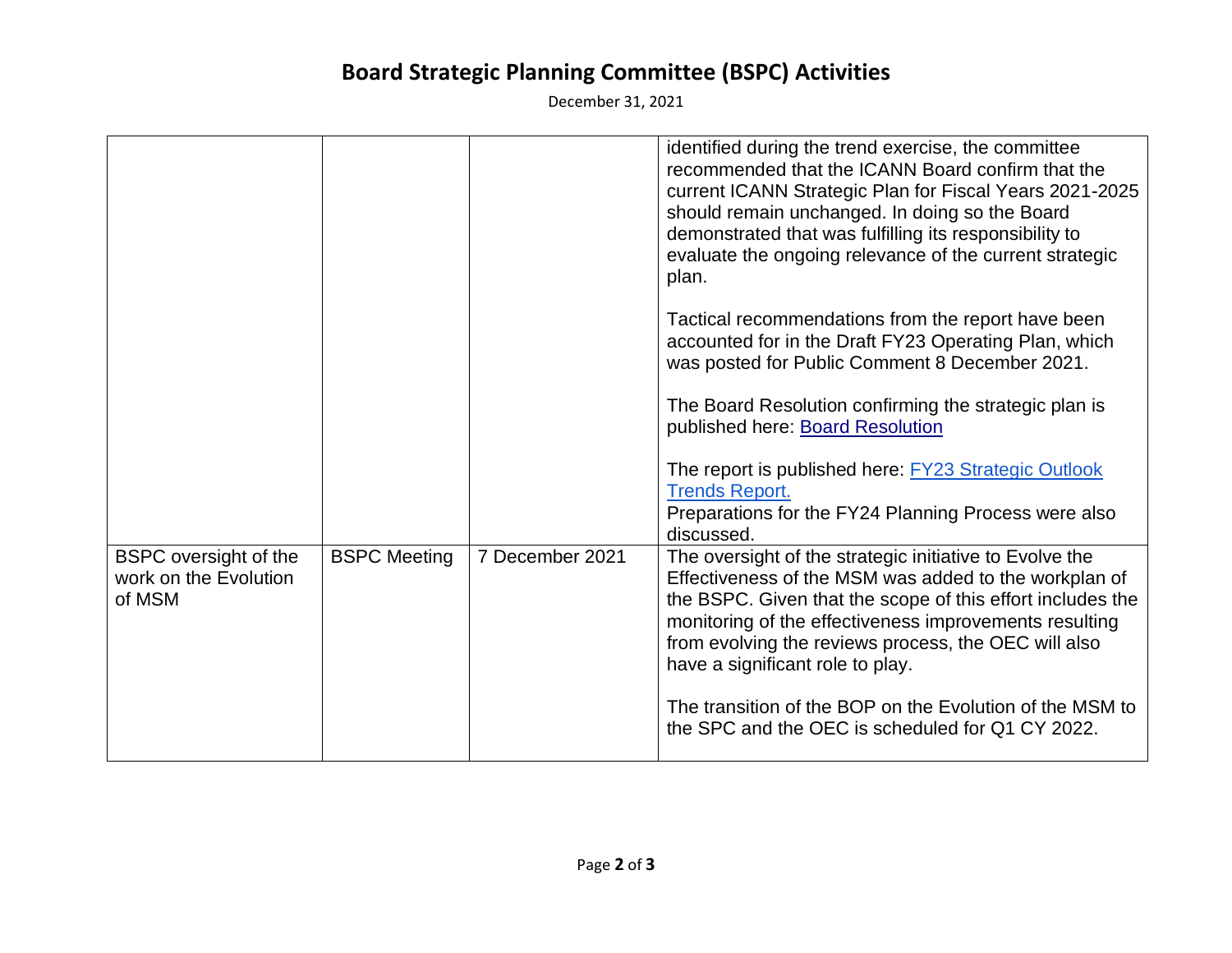# Board Strategic Planning Committee (BSPC) Activities

December 31, 2021

| | | | |
|---|---|---|---|
| | | | identified during the trend exercise, the committee recommended that the ICANN Board confirm that the current ICANN Strategic Plan for Fiscal Years 2021-2025 should remain unchanged. In doing so the Board demonstrated that was fulfilling its responsibility to evaluate the ongoing relevance of the current strategic plan.<br><br>Tactical recommendations from the report have been accounted for in the Draft FY23 Operating Plan, which was posted for Public Comment 8 December 2021.<br><br>The Board Resolution confirming the strategic plan is published here: [Board Resolution]<br><br>The report is published here: [FY23 Strategic Outlook Trends Report.]<br>Preparations for the FY24 Planning Process were also discussed. |
| BSPC oversight of the work on the Evolution of MSM | BSPC Meeting | 7 December 2021 | The oversight of the strategic initiative to Evolve the Effectiveness of the MSM was added to the workplan of the BSPC. Given that the scope of this effort includes the monitoring of the effectiveness improvements resulting from evolving the reviews process, the OEC will also have a significant role to play.<br><br>The transition of the BOP on the Evolution of the MSM to the SPC and the OEC is scheduled for Q1 CY 2022. |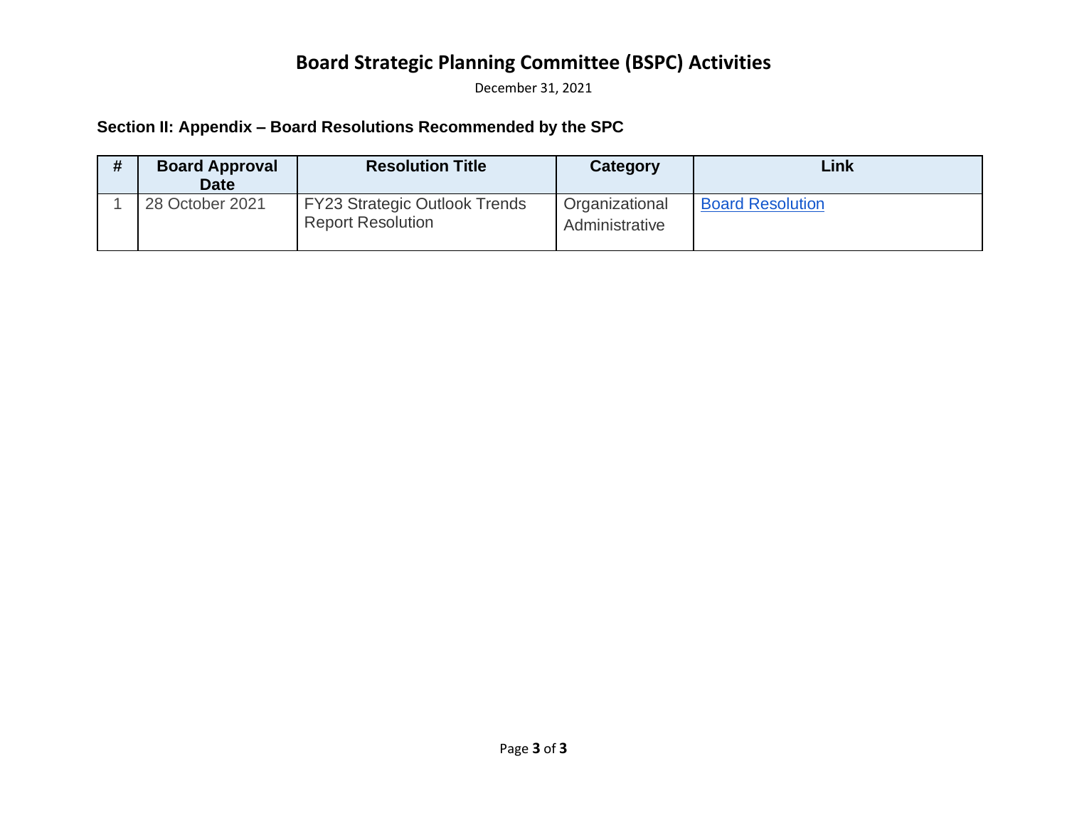# Board Strategic Planning Committee (BSPC) Activities

December 31, 2021

### Section II: Appendix – Board Resolutions Recommended by the SPC

| # | Board Approval Date | Resolution Title | Category | Link |
|---|---|---|---|---|
| 1 | 28 October 2021 | FY23 Strategic Outlook Trends Report Resolution | Organizational Administrative | Board Resolution |